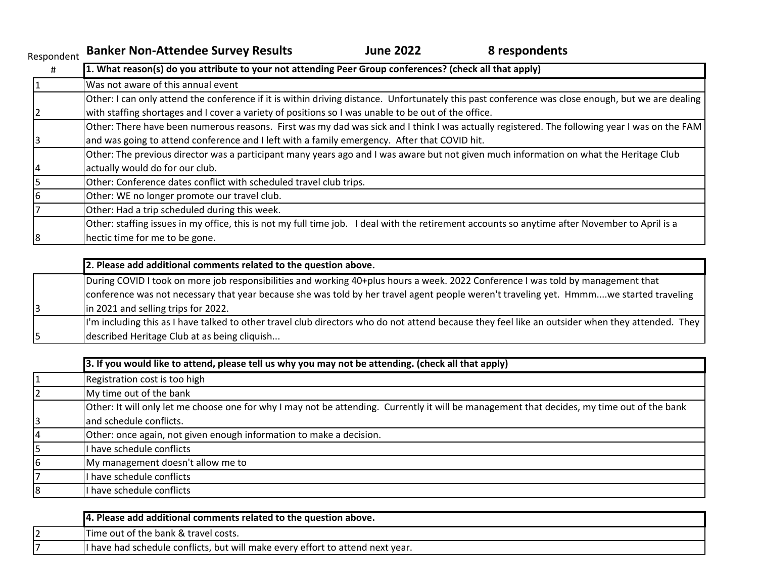# Banker Non-Attendee Survey Results

**June 2022** | **8 respondents**

| Respondent # | 1. What reason(s) do you attribute to your not attending Peer Group conferences? (check all that apply) |
|---|---|
| 1 | Was not aware of this annual event |
| 2 | Other: I can only attend the conference if it is within driving distance. Unfortunately this past conference was close enough, but we are dealing with staffing shortages and I cover a variety of positions so I was unable to be out of the office. |
| 3 | Other: There have been numerous reasons. First was my dad was sick and I think I was actually registered. The following year I was on the FAM and was going to attend conference and I left with a family emergency. After that COVID hit. |
| 4 | Other: The previous director was a participant many years ago and I was aware but not given much information on what the Heritage Club actually would do for our club. |
| 5 | Other: Conference dates conflict with scheduled travel club trips. |
| 6 | Other: WE no longer promote our travel club. |
| 7 | Other: Had a trip scheduled during this week. |
| 8 | Other: staffing issues in my office, this is not my full time job. I deal with the retirement accounts so anytime after November to April is a hectic time for me to be gone. |

| Respondent # | 2. Please add additional comments related to the question above. |
|---|---|
| 3 | During COVID I took on more job responsibilities and working 40+plus hours a week. 2022 Conference I was told by management that conference was not necessary that year because she was told by her travel agent people weren't traveling yet. Hmmm....we started traveling in 2021 and selling trips for 2022. |
| 5 | I'm including this as I have talked to other travel club directors who do not attend because they feel like an outsider when they attended. They described Heritage Club at as being cliquish... |

| Respondent # | 3. If you would like to attend, please tell us why you may not be attending. (check all that apply) |
|---|---|
| 1 | Registration cost is too high |
| 2 | My time out of the bank |
| 3 | Other: It will only let me choose one for why I may not be attending. Currently it will be management that decides, my time out of the bank and schedule conflicts. |
| 4 | Other: once again, not given enough information to make a decision. |
| 5 | I have schedule conflicts |
| 6 | My management doesn't allow me to |
| 7 | I have schedule conflicts |
| 8 | I have schedule conflicts |

| Respondent # | 4. Please add additional comments related to the question above. |
|---|---|
| 2 | Time out of the bank & travel costs. |
| 7 | I have had schedule conflicts, but will make every effort to attend next year. |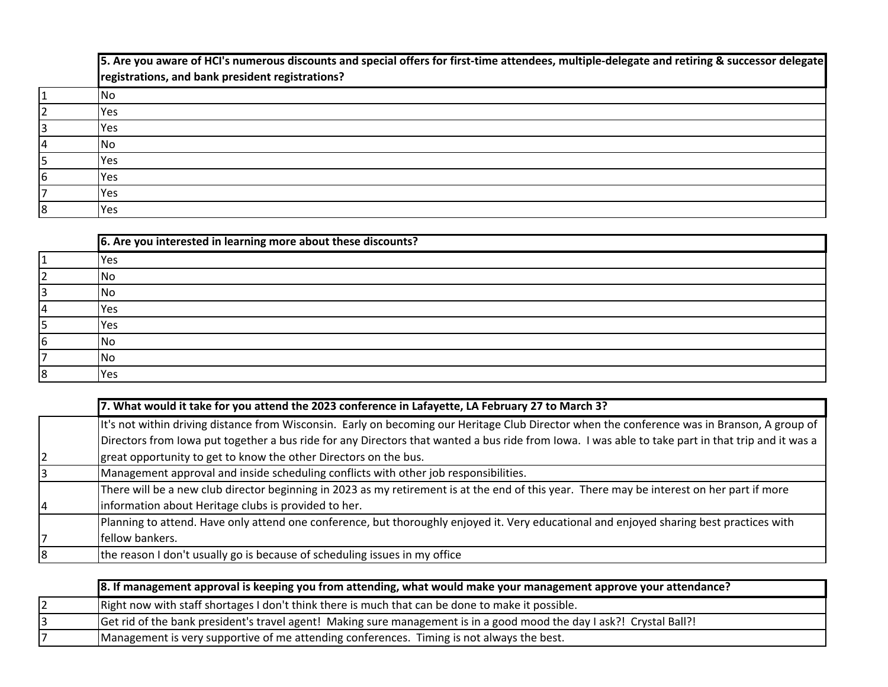| | 5. Are you aware of HCI's numerous discounts and special offers for first-time attendees, multiple-delegate and retiring & successor delegate registrations, and bank president registrations? |
|---|---|
| 1 | No |
| 2 | Yes |
| 3 | Yes |
| 4 | No |
| 5 | Yes |
| 6 | Yes |
| 7 | Yes |
| 8 | Yes |

| | 6. Are you interested in learning more about these discounts? |
|---|---|
| 1 | Yes |
| 2 | No |
| 3 | No |
| 4 | Yes |
| 5 | Yes |
| 6 | No |
| 7 | No |
| 8 | Yes |

| | 7. What would it take for you attend the 2023 conference in Lafayette, LA February 27 to March 3? |
|---|---|
| 2 | It's not within driving distance from Wisconsin. Early on becoming our Heritage Club Director when the conference was in Branson, A group of Directors from Iowa put together a bus ride for any Directors that wanted a bus ride from Iowa. I was able to take part in that trip and it was a great opportunity to get to know the other Directors on the bus. |
| 3 | Management approval and inside scheduling conflicts with other job responsibilities. |
| 4 | There will be a new club director beginning in 2023 as my retirement is at the end of this year. There may be interest on her part if more information about Heritage clubs is provided to her. |
| 7 | Planning to attend. Have only attend one conference, but thoroughly enjoyed it. Very educational and enjoyed sharing best practices with fellow bankers. |
| 8 | the reason I don't usually go is because of scheduling issues in my office |

| | 8. If management approval is keeping you from attending, what would make your management approve your attendance? |
|---|---|
| 2 | Right now with staff shortages I don't think there is much that can be done to make it possible. |
| 3 | Get rid of the bank president's travel agent! Making sure management is in a good mood the day I ask?! Crystal Ball?! |
| 7 | Management is very supportive of me attending conferences. Timing is not always the best. |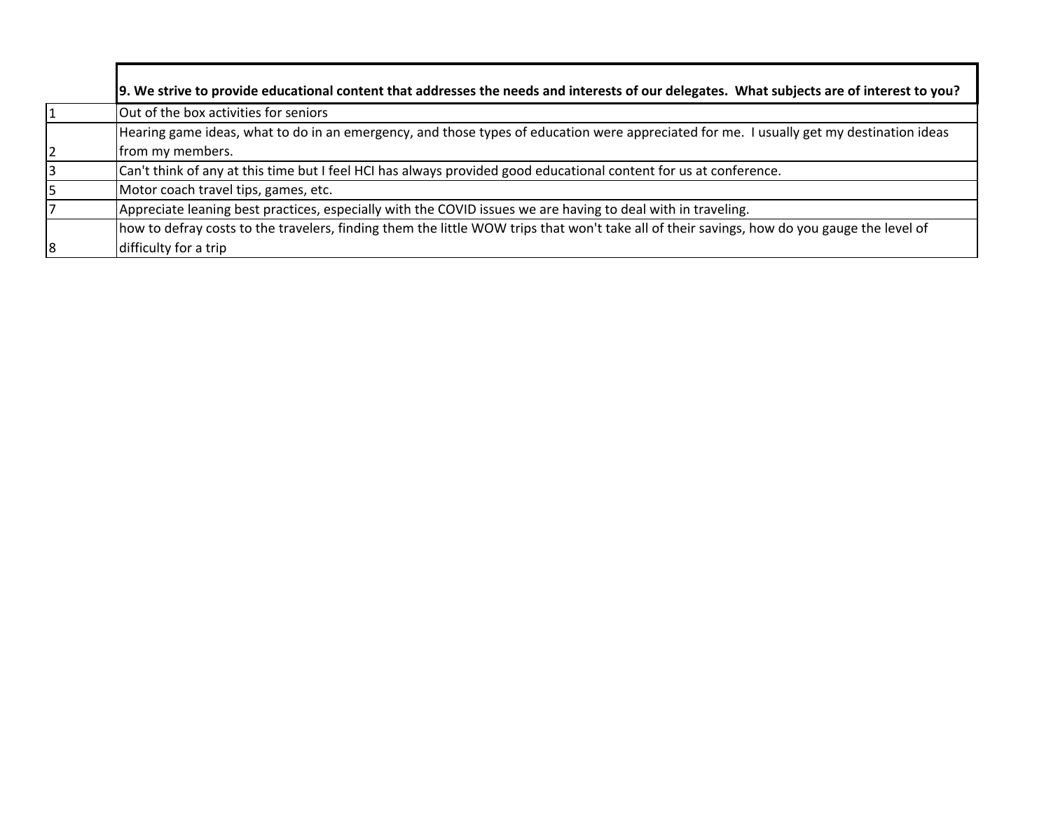| | 9. We strive to provide educational content that addresses the needs and interests of our delegates.  What subjects are of interest to you? |
|---|---|
| 1 | Out of the box activities for seniors |
| 2 | Hearing game ideas, what to do in an emergency, and those types of education were appreciated for me.  I usually get my destination ideas from my members. |
| 3 | Can't think of any at this time but I feel HCI has always provided good educational content for us at conference. |
| 5 | Motor coach travel tips, games, etc. |
| 7 | Appreciate leaning best practices, especially with the COVID issues we are having to deal with in traveling. |
| 8 | how to defray costs to the travelers, finding them the little WOW trips that won't take all of their savings, how do you gauge the level of difficulty for a trip |